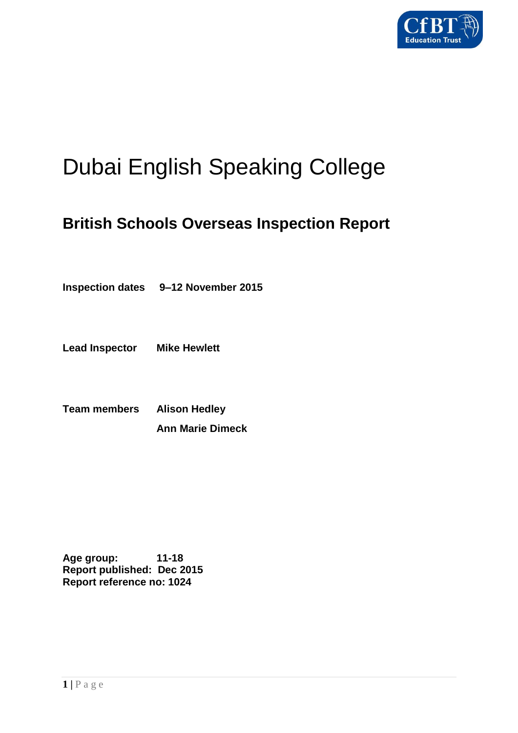# Dubai English Speaking College

## British Schools Overseas Inspection Report

**Inspection dates** **9–12 November 2015**

**Lead Inspector** **Mike Hewlett**

**Team members** **Alison Hedley**

**Ann Marie Dimeck**

**Age group:** **11-18**
**Report published:** **Dec 2015**
**Report reference no: 1024**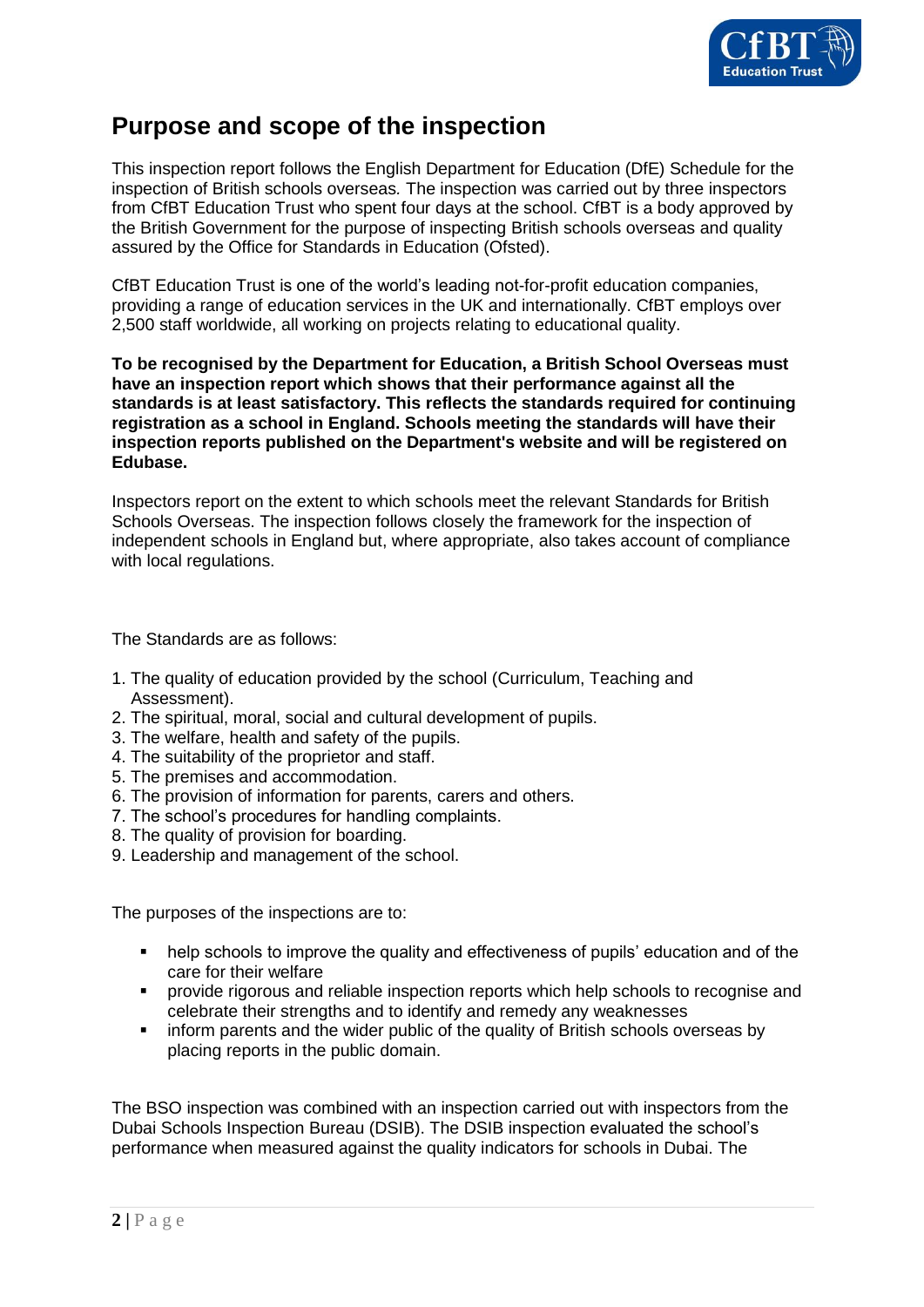## Purpose and scope of the inspection

This inspection report follows the English Department for Education (DfE) Schedule for the inspection of British schools overseas. The inspection was carried out by three inspectors from CfBT Education Trust who spent four days at the school. CfBT is a body approved by the British Government for the purpose of inspecting British schools overseas and quality assured by the Office for Standards in Education (Ofsted).

CfBT Education Trust is one of the world's leading not-for-profit education companies, providing a range of education services in the UK and internationally. CfBT employs over 2,500 staff worldwide, all working on projects relating to educational quality.

**To be recognised by the Department for Education, a British School Overseas must have an inspection report which shows that their performance against all the standards is at least satisfactory. This reflects the standards required for continuing registration as a school in England. Schools meeting the standards will have their inspection reports published on the Department's website and will be registered on Edubase.**

Inspectors report on the extent to which schools meet the relevant Standards for British Schools Overseas. The inspection follows closely the framework for the inspection of independent schools in England but, where appropriate, also takes account of compliance with local regulations.

The Standards are as follows:

1. The quality of education provided by the school (Curriculum, Teaching and Assessment).
2. The spiritual, moral, social and cultural development of pupils.
3. The welfare, health and safety of the pupils.
4. The suitability of the proprietor and staff.
5. The premises and accommodation.
6. The provision of information for parents, carers and others.
7. The school's procedures for handling complaints.
8. The quality of provision for boarding.
9. Leadership and management of the school.

The purposes of the inspections are to:

- help schools to improve the quality and effectiveness of pupils' education and of the care for their welfare
- provide rigorous and reliable inspection reports which help schools to recognise and celebrate their strengths and to identify and remedy any weaknesses
- inform parents and the wider public of the quality of British schools overseas by placing reports in the public domain.

The BSO inspection was combined with an inspection carried out with inspectors from the Dubai Schools Inspection Bureau (DSIB). The DSIB inspection evaluated the school's performance when measured against the quality indicators for schools in Dubai. The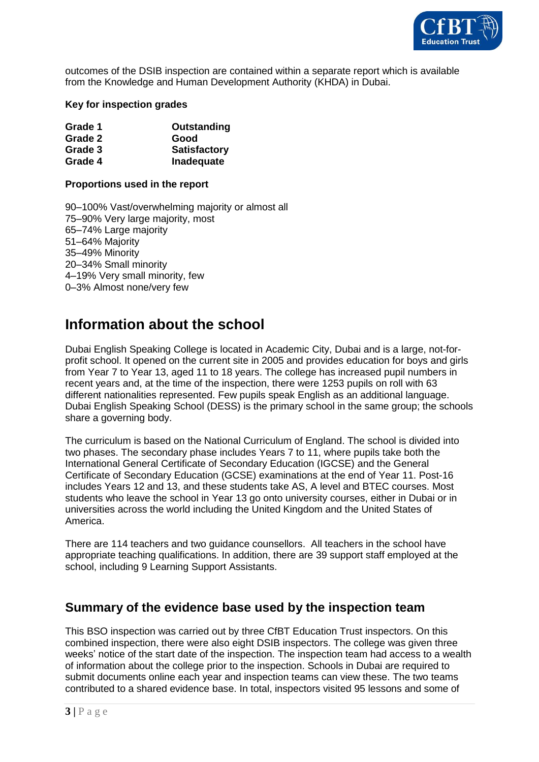outcomes of the DSIB inspection are contained within a separate report which is available from the Knowledge and Human Development Authority (KHDA) in Dubai.

**Key for inspection grades**

| | |
|---|---|
| **Grade 1** | **Outstanding** |
| **Grade 2** | **Good** |
| **Grade 3** | **Satisfactory** |
| **Grade 4** | **Inadequate** |

**Proportions used in the report**

90–100% Vast/overwhelming majority or almost all
75–90% Very large majority, most
65–74% Large majority
51–64% Majority
35–49% Minority
20–34% Small minority
4–19% Very small minority, few
0–3% Almost none/very few

# Information about the school

Dubai English Speaking College is located in Academic City, Dubai and is a large, not-for-profit school. It opened on the current site in 2005 and provides education for boys and girls from Year 7 to Year 13, aged 11 to 18 years. The college has increased pupil numbers in recent years and, at the time of the inspection, there were 1253 pupils on roll with 63 different nationalities represented. Few pupils speak English as an additional language. Dubai English Speaking School (DESS) is the primary school in the same group; the schools share a governing body.

The curriculum is based on the National Curriculum of England. The school is divided into two phases. The secondary phase includes Years 7 to 11, where pupils take both the International General Certificate of Secondary Education (IGCSE) and the General Certificate of Secondary Education (GCSE) examinations at the end of Year 11. Post-16 includes Years 12 and 13, and these students take AS, A level and BTEC courses. Most students who leave the school in Year 13 go onto university courses, either in Dubai or in universities across the world including the United Kingdom and the United States of America.

There are 114 teachers and two guidance counsellors. All teachers in the school have appropriate teaching qualifications. In addition, there are 39 support staff employed at the school, including 9 Learning Support Assistants.

## Summary of the evidence base used by the inspection team

This BSO inspection was carried out by three CfBT Education Trust inspectors. On this combined inspection, there were also eight DSIB inspectors. The college was given three weeks' notice of the start date of the inspection. The inspection team had access to a wealth of information about the college prior to the inspection. Schools in Dubai are required to submit documents online each year and inspection teams can view these. The two teams contributed to a shared evidence base. In total, inspectors visited 95 lessons and some of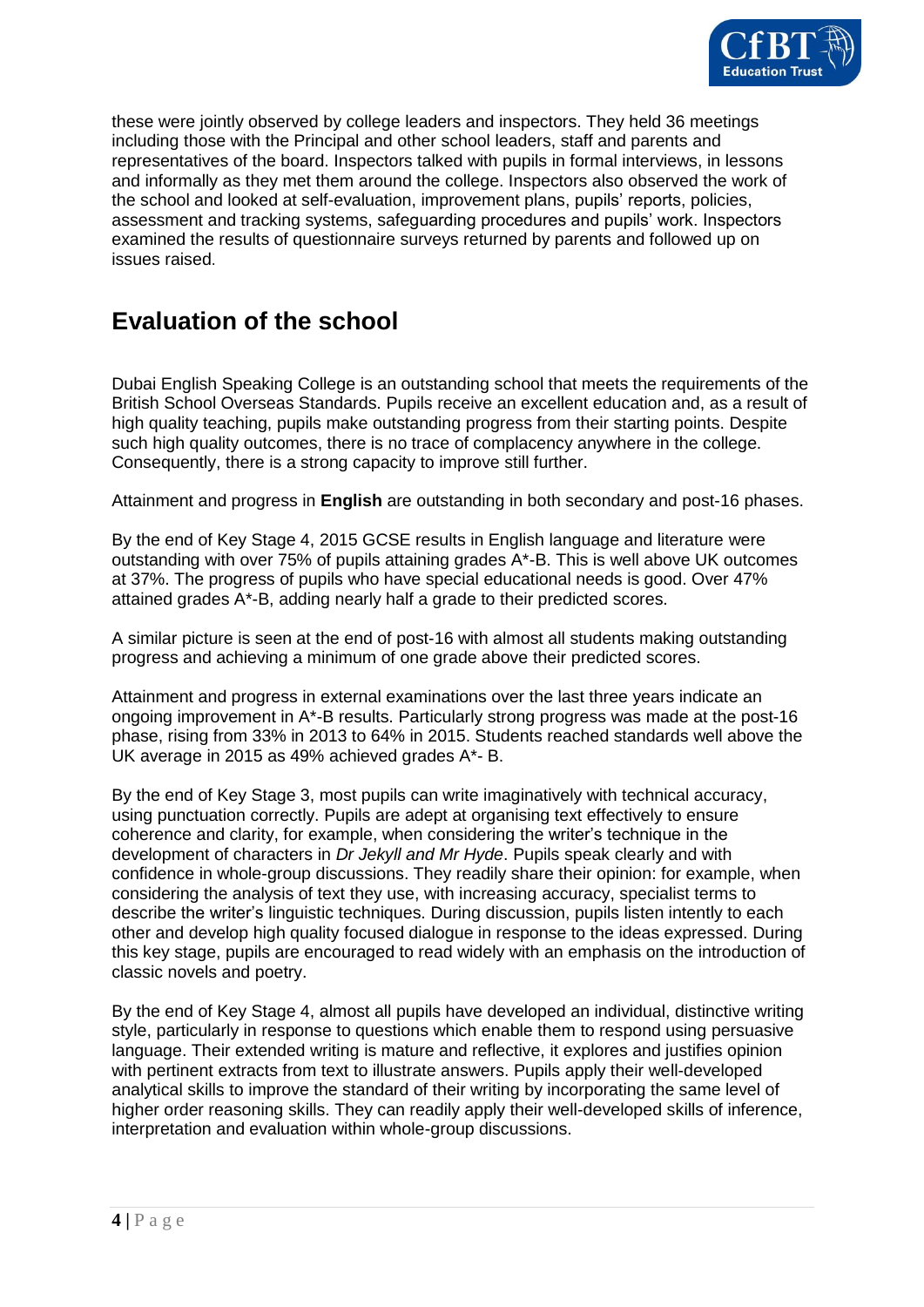these were jointly observed by college leaders and inspectors. They held 36 meetings including those with the Principal and other school leaders, staff and parents and representatives of the board. Inspectors talked with pupils in formal interviews, in lessons and informally as they met them around the college. Inspectors also observed the work of the school and looked at self-evaluation, improvement plans, pupils' reports, policies, assessment and tracking systems, safeguarding procedures and pupils' work. Inspectors examined the results of questionnaire surveys returned by parents and followed up on issues raised.

## Evaluation of the school

Dubai English Speaking College is an outstanding school that meets the requirements of the British School Overseas Standards. Pupils receive an excellent education and, as a result of high quality teaching, pupils make outstanding progress from their starting points. Despite such high quality outcomes, there is no trace of complacency anywhere in the college. Consequently, there is a strong capacity to improve still further.

Attainment and progress in **English** are outstanding in both secondary and post-16 phases.

By the end of Key Stage 4, 2015 GCSE results in English language and literature were outstanding with over 75% of pupils attaining grades A*-B. This is well above UK outcomes at 37%. The progress of pupils who have special educational needs is good. Over 47% attained grades A*-B, adding nearly half a grade to their predicted scores.

A similar picture is seen at the end of post-16 with almost all students making outstanding progress and achieving a minimum of one grade above their predicted scores.

Attainment and progress in external examinations over the last three years indicate an ongoing improvement in A*-B results. Particularly strong progress was made at the post-16 phase, rising from 33% in 2013 to 64% in 2015. Students reached standards well above the UK average in 2015 as 49% achieved grades A*- B.

By the end of Key Stage 3, most pupils can write imaginatively with technical accuracy, using punctuation correctly. Pupils are adept at organising text effectively to ensure coherence and clarity, for example, when considering the writer's technique in the development of characters in *Dr Jekyll and Mr Hyde*. Pupils speak clearly and with confidence in whole-group discussions. They readily share their opinion: for example, when considering the analysis of text they use, with increasing accuracy, specialist terms to describe the writer's linguistic techniques. During discussion, pupils listen intently to each other and develop high quality focused dialogue in response to the ideas expressed. During this key stage, pupils are encouraged to read widely with an emphasis on the introduction of classic novels and poetry.

By the end of Key Stage 4, almost all pupils have developed an individual, distinctive writing style, particularly in response to questions which enable them to respond using persuasive language. Their extended writing is mature and reflective, it explores and justifies opinion with pertinent extracts from text to illustrate answers. Pupils apply their well-developed analytical skills to improve the standard of their writing by incorporating the same level of higher order reasoning skills. They can readily apply their well-developed skills of inference, interpretation and evaluation within whole-group discussions.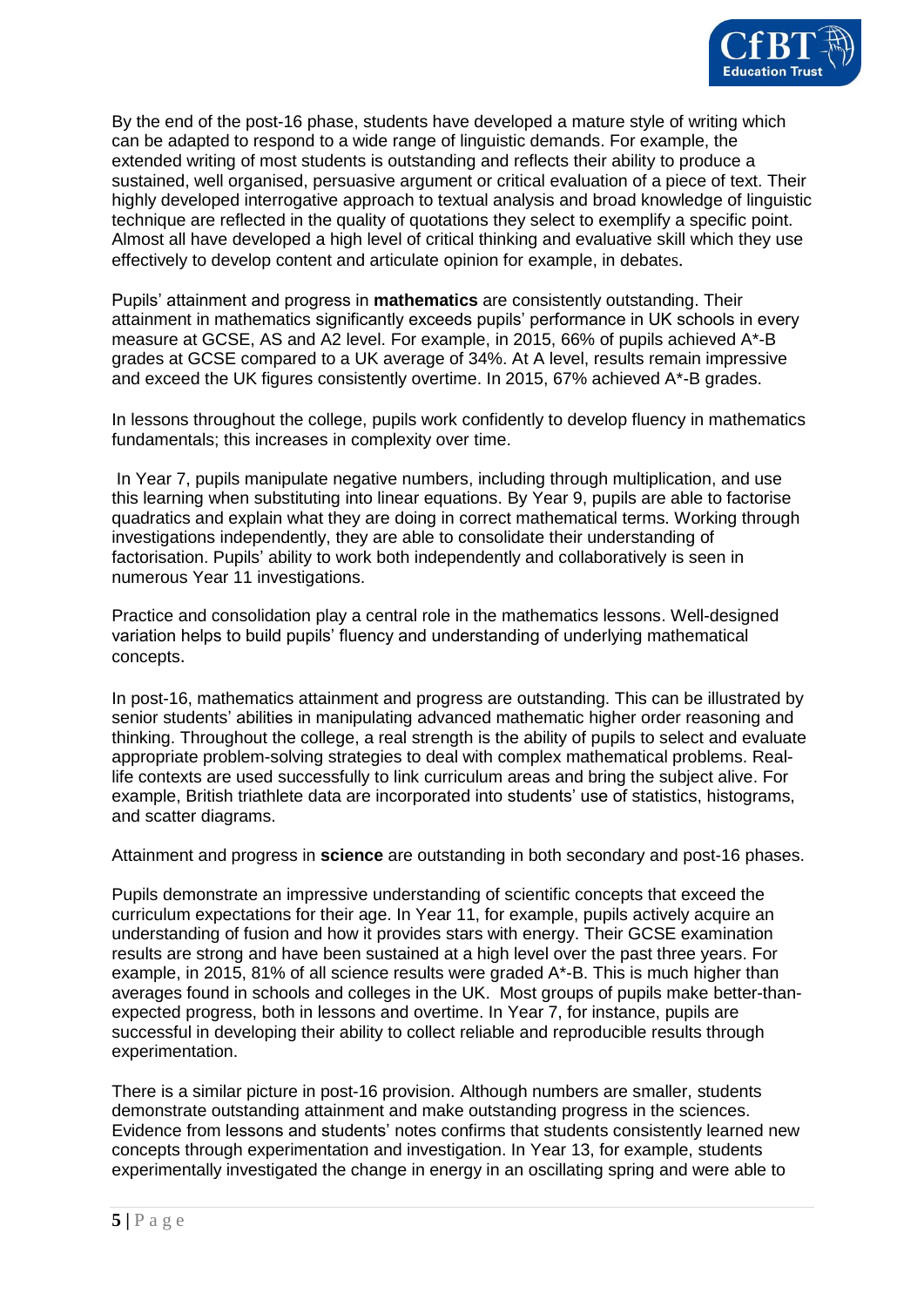By the end of the post-16 phase, students have developed a mature style of writing which can be adapted to respond to a wide range of linguistic demands. For example, the extended writing of most students is outstanding and reflects their ability to produce a sustained, well organised, persuasive argument or critical evaluation of a piece of text. Their highly developed interrogative approach to textual analysis and broad knowledge of linguistic technique are reflected in the quality of quotations they select to exemplify a specific point. Almost all have developed a high level of critical thinking and evaluative skill which they use effectively to develop content and articulate opinion for example, in debates.

Pupils' attainment and progress in **mathematics** are consistently outstanding. Their attainment in mathematics significantly exceeds pupils' performance in UK schools in every measure at GCSE, AS and A2 level. For example, in 2015, 66% of pupils achieved A*-B grades at GCSE compared to a UK average of 34%. At A level, results remain impressive and exceed the UK figures consistently overtime. In 2015, 67% achieved A*-B grades.

In lessons throughout the college, pupils work confidently to develop fluency in mathematics fundamentals; this increases in complexity over time.

In Year 7, pupils manipulate negative numbers, including through multiplication, and use this learning when substituting into linear equations. By Year 9, pupils are able to factorise quadratics and explain what they are doing in correct mathematical terms. Working through investigations independently, they are able to consolidate their understanding of factorisation. Pupils' ability to work both independently and collaboratively is seen in numerous Year 11 investigations.

Practice and consolidation play a central role in the mathematics lessons. Well-designed variation helps to build pupils' fluency and understanding of underlying mathematical concepts.

In post-16, mathematics attainment and progress are outstanding. This can be illustrated by senior students' abilities in manipulating advanced mathematic higher order reasoning and thinking. Throughout the college, a real strength is the ability of pupils to select and evaluate appropriate problem-solving strategies to deal with complex mathematical problems. Real-life contexts are used successfully to link curriculum areas and bring the subject alive. For example, British triathlete data are incorporated into students' use of statistics, histograms, and scatter diagrams.

Attainment and progress in **science** are outstanding in both secondary and post-16 phases.

Pupils demonstrate an impressive understanding of scientific concepts that exceed the curriculum expectations for their age. In Year 11, for example, pupils actively acquire an understanding of fusion and how it provides stars with energy. Their GCSE examination results are strong and have been sustained at a high level over the past three years. For example, in 2015, 81% of all science results were graded A*-B. This is much higher than averages found in schools and colleges in the UK. Most groups of pupils make better-than-expected progress, both in lessons and overtime. In Year 7, for instance, pupils are successful in developing their ability to collect reliable and reproducible results through experimentation.

There is a similar picture in post-16 provision. Although numbers are smaller, students demonstrate outstanding attainment and make outstanding progress in the sciences. Evidence from lessons and students' notes confirms that students consistently learned new concepts through experimentation and investigation. In Year 13, for example, students experimentally investigated the change in energy in an oscillating spring and were able to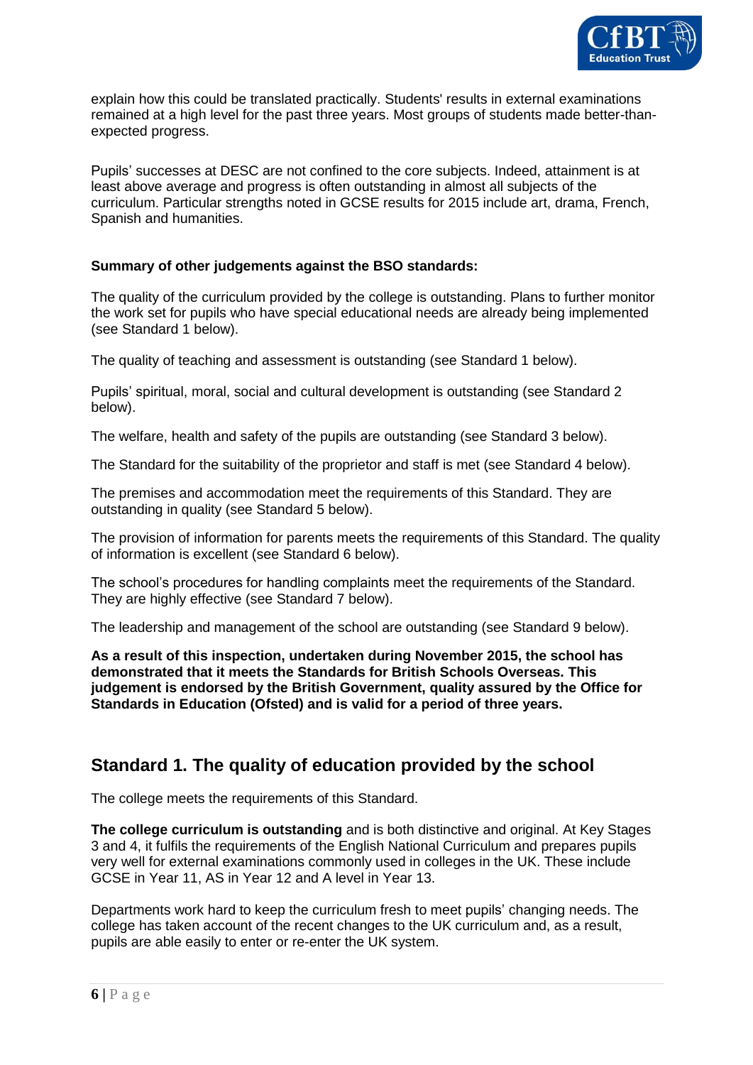explain how this could be translated practically. Students' results in external examinations remained at a high level for the past three years. Most groups of students made better-than-expected progress.

Pupils' successes at DESC are not confined to the core subjects. Indeed, attainment is at least above average and progress is often outstanding in almost all subjects of the curriculum. Particular strengths noted in GCSE results for 2015 include art, drama, French, Spanish and humanities.

**Summary of other judgements against the BSO standards:**

The quality of the curriculum provided by the college is outstanding. Plans to further monitor the work set for pupils who have special educational needs are already being implemented (see Standard 1 below).

The quality of teaching and assessment is outstanding (see Standard 1 below).

Pupils' spiritual, moral, social and cultural development is outstanding (see Standard 2 below).

The welfare, health and safety of the pupils are outstanding (see Standard 3 below).

The Standard for the suitability of the proprietor and staff is met (see Standard 4 below).

The premises and accommodation meet the requirements of this Standard. They are outstanding in quality (see Standard 5 below).

The provision of information for parents meets the requirements of this Standard. The quality of information is excellent (see Standard 6 below).

The school's procedures for handling complaints meet the requirements of the Standard. They are highly effective (see Standard 7 below).

The leadership and management of the school are outstanding (see Standard 9 below).

**As a result of this inspection, undertaken during November 2015, the school has demonstrated that it meets the Standards for British Schools Overseas. This judgement is endorsed by the British Government, quality assured by the Office for Standards in Education (Ofsted) and is valid for a period of three years.**

## Standard 1. The quality of education provided by the school

The college meets the requirements of this Standard.

**The college curriculum is outstanding** and is both distinctive and original. At Key Stages 3 and 4, it fulfils the requirements of the English National Curriculum and prepares pupils very well for external examinations commonly used in colleges in the UK. These include GCSE in Year 11, AS in Year 12 and A level in Year 13.

Departments work hard to keep the curriculum fresh to meet pupils' changing needs. The college has taken account of the recent changes to the UK curriculum and, as a result, pupils are able easily to enter or re-enter the UK system.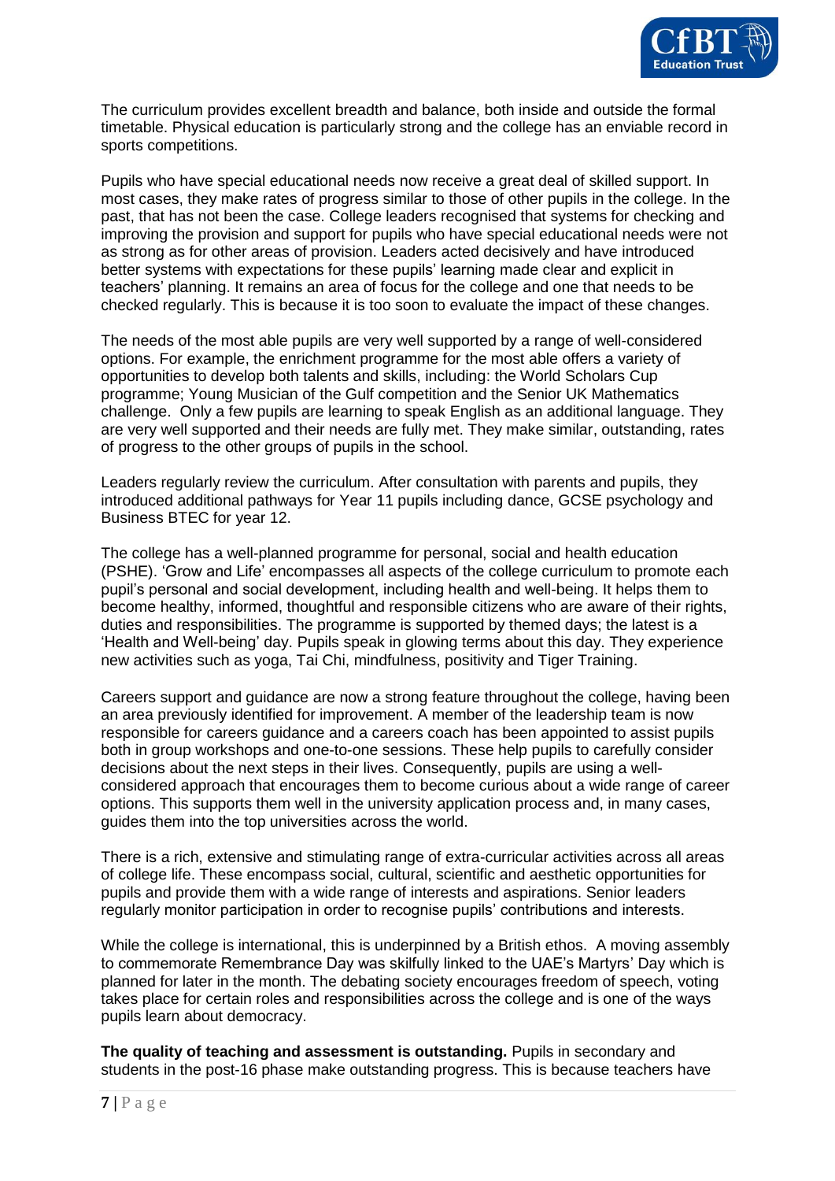The curriculum provides excellent breadth and balance, both inside and outside the formal timetable. Physical education is particularly strong and the college has an enviable record in sports competitions.

Pupils who have special educational needs now receive a great deal of skilled support. In most cases, they make rates of progress similar to those of other pupils in the college. In the past, that has not been the case. College leaders recognised that systems for checking and improving the provision and support for pupils who have special educational needs were not as strong as for other areas of provision. Leaders acted decisively and have introduced better systems with expectations for these pupils' learning made clear and explicit in teachers' planning. It remains an area of focus for the college and one that needs to be checked regularly. This is because it is too soon to evaluate the impact of these changes.

The needs of the most able pupils are very well supported by a range of well-considered options. For example, the enrichment programme for the most able offers a variety of opportunities to develop both talents and skills, including: the World Scholars Cup programme; Young Musician of the Gulf competition and the Senior UK Mathematics challenge. Only a few pupils are learning to speak English as an additional language. They are very well supported and their needs are fully met. They make similar, outstanding, rates of progress to the other groups of pupils in the school.

Leaders regularly review the curriculum. After consultation with parents and pupils, they introduced additional pathways for Year 11 pupils including dance, GCSE psychology and Business BTEC for year 12.

The college has a well-planned programme for personal, social and health education (PSHE). 'Grow and Life' encompasses all aspects of the college curriculum to promote each pupil's personal and social development, including health and well-being. It helps them to become healthy, informed, thoughtful and responsible citizens who are aware of their rights, duties and responsibilities. The programme is supported by themed days; the latest is a 'Health and Well-being' day. Pupils speak in glowing terms about this day. They experience new activities such as yoga, Tai Chi, mindfulness, positivity and Tiger Training.

Careers support and guidance are now a strong feature throughout the college, having been an area previously identified for improvement. A member of the leadership team is now responsible for careers guidance and a careers coach has been appointed to assist pupils both in group workshops and one-to-one sessions. These help pupils to carefully consider decisions about the next steps in their lives. Consequently, pupils are using a well-considered approach that encourages them to become curious about a wide range of career options. This supports them well in the university application process and, in many cases, guides them into the top universities across the world.

There is a rich, extensive and stimulating range of extra-curricular activities across all areas of college life. These encompass social, cultural, scientific and aesthetic opportunities for pupils and provide them with a wide range of interests and aspirations. Senior leaders regularly monitor participation in order to recognise pupils' contributions and interests.

While the college is international, this is underpinned by a British ethos. A moving assembly to commemorate Remembrance Day was skilfully linked to the UAE's Martyrs' Day which is planned for later in the month. The debating society encourages freedom of speech, voting takes place for certain roles and responsibilities across the college and is one of the ways pupils learn about democracy.

**The quality of teaching and assessment is outstanding.** Pupils in secondary and students in the post-16 phase make outstanding progress. This is because teachers have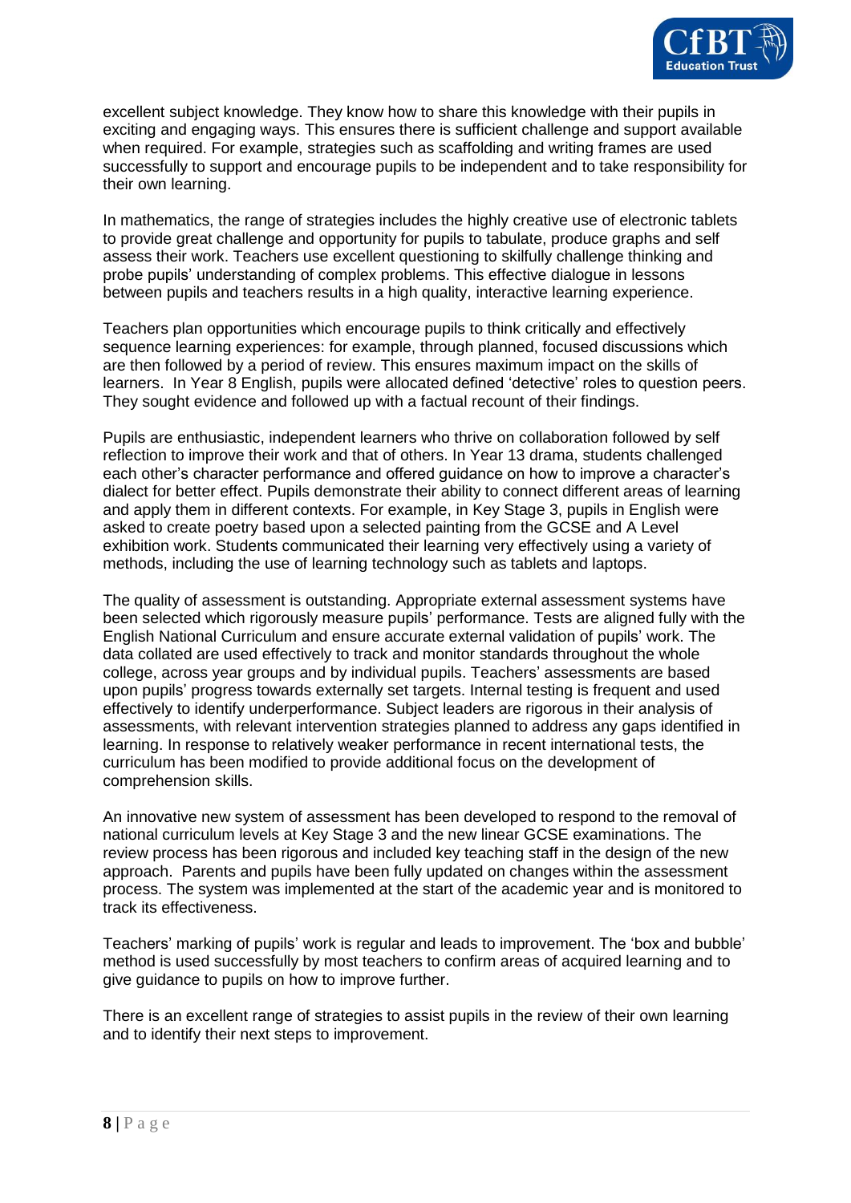excellent subject knowledge. They know how to share this knowledge with their pupils in exciting and engaging ways. This ensures there is sufficient challenge and support available when required. For example, strategies such as scaffolding and writing frames are used successfully to support and encourage pupils to be independent and to take responsibility for their own learning.

In mathematics, the range of strategies includes the highly creative use of electronic tablets to provide great challenge and opportunity for pupils to tabulate, produce graphs and self assess their work. Teachers use excellent questioning to skilfully challenge thinking and probe pupils' understanding of complex problems. This effective dialogue in lessons between pupils and teachers results in a high quality, interactive learning experience.

Teachers plan opportunities which encourage pupils to think critically and effectively sequence learning experiences: for example, through planned, focused discussions which are then followed by a period of review. This ensures maximum impact on the skills of learners. In Year 8 English, pupils were allocated defined 'detective' roles to question peers. They sought evidence and followed up with a factual recount of their findings.

Pupils are enthusiastic, independent learners who thrive on collaboration followed by self reflection to improve their work and that of others. In Year 13 drama, students challenged each other's character performance and offered guidance on how to improve a character's dialect for better effect. Pupils demonstrate their ability to connect different areas of learning and apply them in different contexts. For example, in Key Stage 3, pupils in English were asked to create poetry based upon a selected painting from the GCSE and A Level exhibition work. Students communicated their learning very effectively using a variety of methods, including the use of learning technology such as tablets and laptops.

The quality of assessment is outstanding. Appropriate external assessment systems have been selected which rigorously measure pupils' performance. Tests are aligned fully with the English National Curriculum and ensure accurate external validation of pupils' work. The data collated are used effectively to track and monitor standards throughout the whole college, across year groups and by individual pupils. Teachers' assessments are based upon pupils' progress towards externally set targets. Internal testing is frequent and used effectively to identify underperformance. Subject leaders are rigorous in their analysis of assessments, with relevant intervention strategies planned to address any gaps identified in learning. In response to relatively weaker performance in recent international tests, the curriculum has been modified to provide additional focus on the development of comprehension skills.

An innovative new system of assessment has been developed to respond to the removal of national curriculum levels at Key Stage 3 and the new linear GCSE examinations. The review process has been rigorous and included key teaching staff in the design of the new approach. Parents and pupils have been fully updated on changes within the assessment process. The system was implemented at the start of the academic year and is monitored to track its effectiveness.

Teachers' marking of pupils' work is regular and leads to improvement. The 'box and bubble' method is used successfully by most teachers to confirm areas of acquired learning and to give guidance to pupils on how to improve further.

There is an excellent range of strategies to assist pupils in the review of their own learning and to identify their next steps to improvement.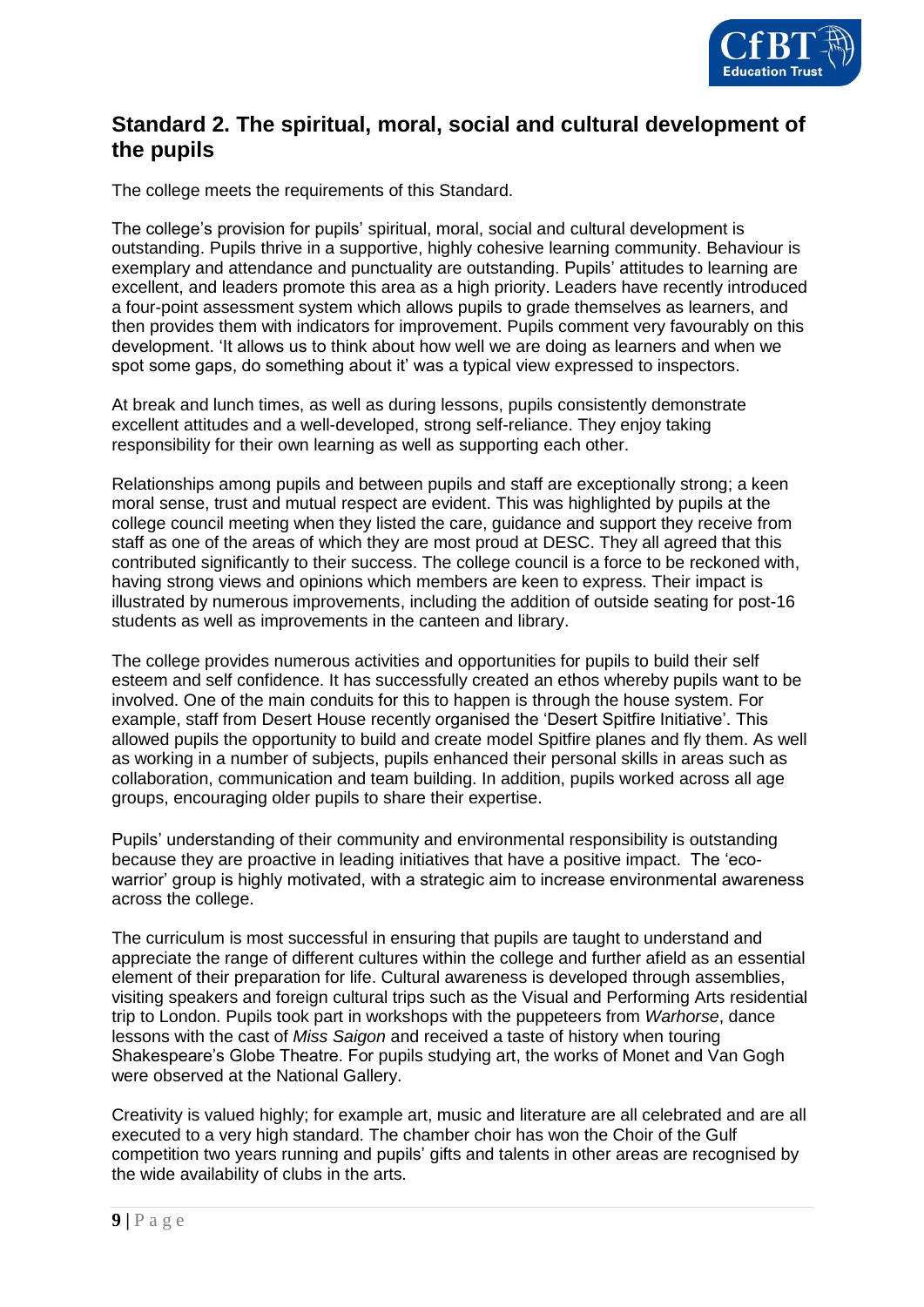## Standard 2. The spiritual, moral, social and cultural development of the pupils

The college meets the requirements of this Standard.

The college's provision for pupils' spiritual, moral, social and cultural development is outstanding. Pupils thrive in a supportive, highly cohesive learning community. Behaviour is exemplary and attendance and punctuality are outstanding. Pupils' attitudes to learning are excellent, and leaders promote this area as a high priority. Leaders have recently introduced a four-point assessment system which allows pupils to grade themselves as learners, and then provides them with indicators for improvement. Pupils comment very favourably on this development. 'It allows us to think about how well we are doing as learners and when we spot some gaps, do something about it' was a typical view expressed to inspectors.

At break and lunch times, as well as during lessons, pupils consistently demonstrate excellent attitudes and a well-developed, strong self-reliance. They enjoy taking responsibility for their own learning as well as supporting each other.

Relationships among pupils and between pupils and staff are exceptionally strong; a keen moral sense, trust and mutual respect are evident. This was highlighted by pupils at the college council meeting when they listed the care, guidance and support they receive from staff as one of the areas of which they are most proud at DESC. They all agreed that this contributed significantly to their success. The college council is a force to be reckoned with, having strong views and opinions which members are keen to express. Their impact is illustrated by numerous improvements, including the addition of outside seating for post-16 students as well as improvements in the canteen and library.

The college provides numerous activities and opportunities for pupils to build their self esteem and self confidence. It has successfully created an ethos whereby pupils want to be involved. One of the main conduits for this to happen is through the house system. For example, staff from Desert House recently organised the 'Desert Spitfire Initiative'. This allowed pupils the opportunity to build and create model Spitfire planes and fly them. As well as working in a number of subjects, pupils enhanced their personal skills in areas such as collaboration, communication and team building. In addition, pupils worked across all age groups, encouraging older pupils to share their expertise.

Pupils' understanding of their community and environmental responsibility is outstanding because they are proactive in leading initiatives that have a positive impact. The 'eco-warrior' group is highly motivated, with a strategic aim to increase environmental awareness across the college.

The curriculum is most successful in ensuring that pupils are taught to understand and appreciate the range of different cultures within the college and further afield as an essential element of their preparation for life. Cultural awareness is developed through assemblies, visiting speakers and foreign cultural trips such as the Visual and Performing Arts residential trip to London. Pupils took part in workshops with the puppeteers from *Warhorse*, dance lessons with the cast of *Miss Saigon* and received a taste of history when touring Shakespeare's Globe Theatre. For pupils studying art, the works of Monet and Van Gogh were observed at the National Gallery.

Creativity is valued highly; for example art, music and literature are all celebrated and are all executed to a very high standard. The chamber choir has won the Choir of the Gulf competition two years running and pupils' gifts and talents in other areas are recognised by the wide availability of clubs in the arts.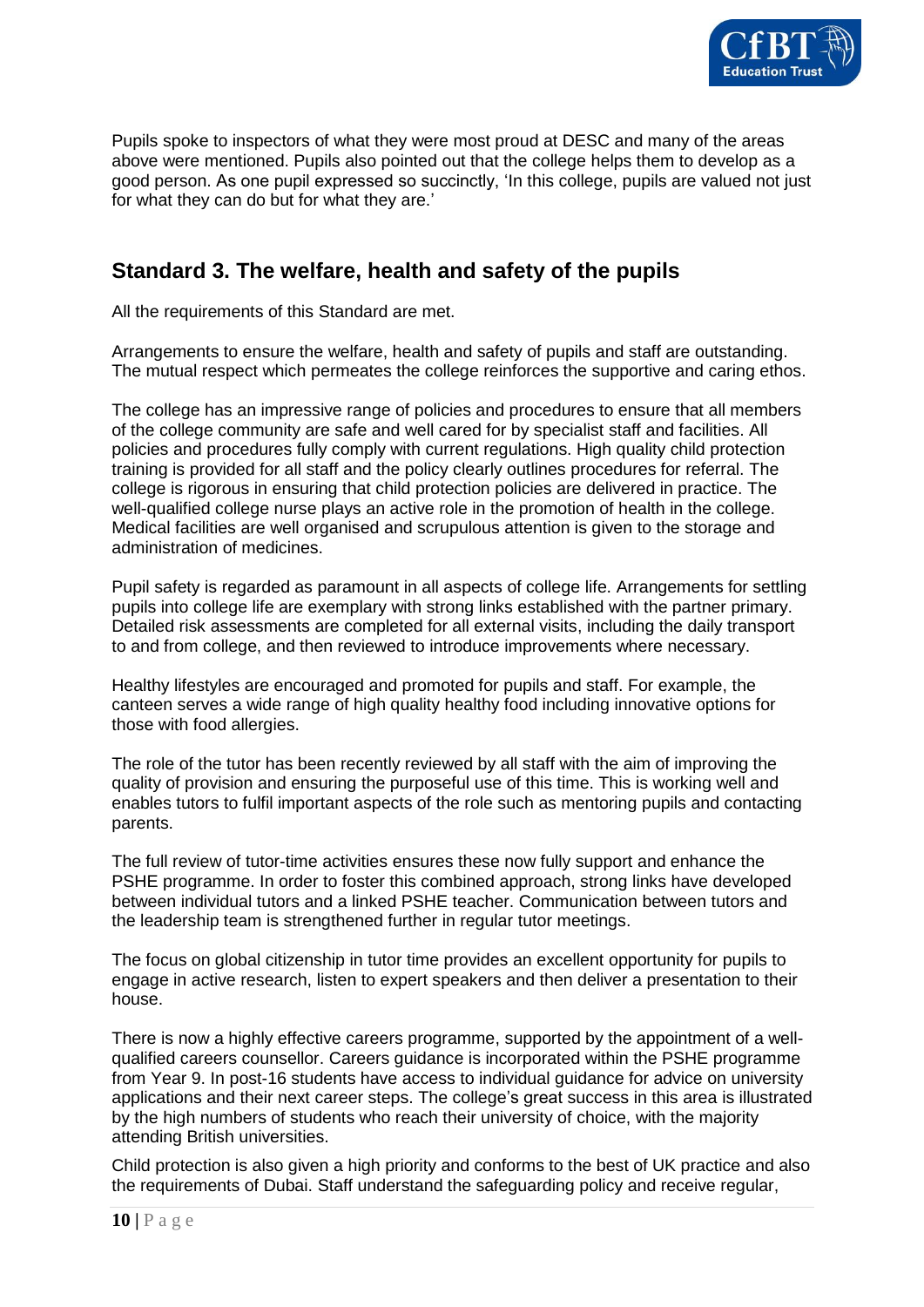Pupils spoke to inspectors of what they were most proud at DESC and many of the areas above were mentioned. Pupils also pointed out that the college helps them to develop as a good person. As one pupil expressed so succinctly, 'In this college, pupils are valued not just for what they can do but for what they are.'

## Standard 3. The welfare, health and safety of the pupils

All the requirements of this Standard are met.

Arrangements to ensure the welfare, health and safety of pupils and staff are outstanding. The mutual respect which permeates the college reinforces the supportive and caring ethos.

The college has an impressive range of policies and procedures to ensure that all members of the college community are safe and well cared for by specialist staff and facilities. All policies and procedures fully comply with current regulations. High quality child protection training is provided for all staff and the policy clearly outlines procedures for referral. The college is rigorous in ensuring that child protection policies are delivered in practice. The well-qualified college nurse plays an active role in the promotion of health in the college. Medical facilities are well organised and scrupulous attention is given to the storage and administration of medicines.

Pupil safety is regarded as paramount in all aspects of college life. Arrangements for settling pupils into college life are exemplary with strong links established with the partner primary. Detailed risk assessments are completed for all external visits, including the daily transport to and from college, and then reviewed to introduce improvements where necessary.

Healthy lifestyles are encouraged and promoted for pupils and staff. For example, the canteen serves a wide range of high quality healthy food including innovative options for those with food allergies.

The role of the tutor has been recently reviewed by all staff with the aim of improving the quality of provision and ensuring the purposeful use of this time. This is working well and enables tutors to fulfil important aspects of the role such as mentoring pupils and contacting parents.

The full review of tutor-time activities ensures these now fully support and enhance the PSHE programme. In order to foster this combined approach, strong links have developed between individual tutors and a linked PSHE teacher. Communication between tutors and the leadership team is strengthened further in regular tutor meetings.

The focus on global citizenship in tutor time provides an excellent opportunity for pupils to engage in active research, listen to expert speakers and then deliver a presentation to their house.

There is now a highly effective careers programme, supported by the appointment of a well-qualified careers counsellor. Careers guidance is incorporated within the PSHE programme from Year 9. In post-16 students have access to individual guidance for advice on university applications and their next career steps. The college's great success in this area is illustrated by the high numbers of students who reach their university of choice, with the majority attending British universities.

Child protection is also given a high priority and conforms to the best of UK practice and also the requirements of Dubai. Staff understand the safeguarding policy and receive regular,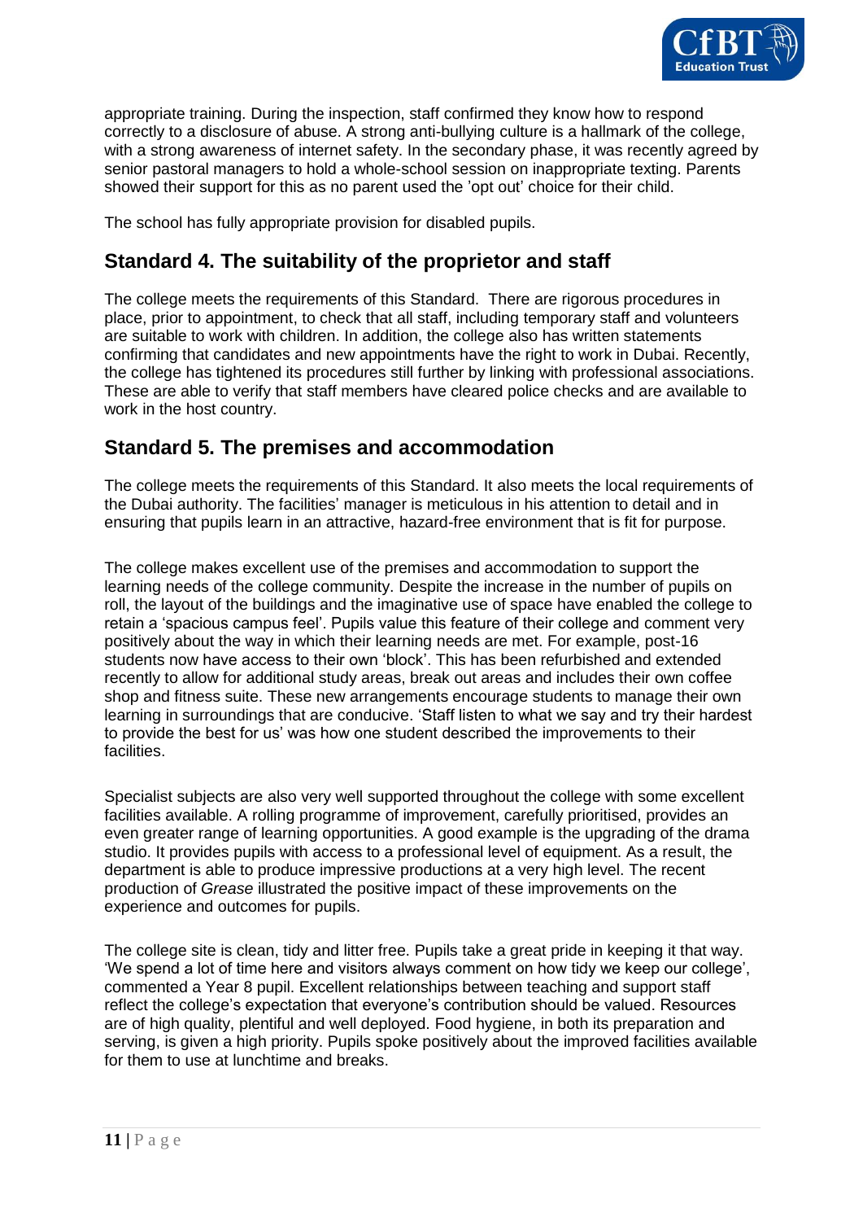appropriate training. During the inspection, staff confirmed they know how to respond correctly to a disclosure of abuse. A strong anti-bullying culture is a hallmark of the college, with a strong awareness of internet safety. In the secondary phase, it was recently agreed by senior pastoral managers to hold a whole-school session on inappropriate texting. Parents showed their support for this as no parent used the 'opt out' choice for their child.

The school has fully appropriate provision for disabled pupils.

## Standard 4. The suitability of the proprietor and staff

The college meets the requirements of this Standard. There are rigorous procedures in place, prior to appointment, to check that all staff, including temporary staff and volunteers are suitable to work with children. In addition, the college also has written statements confirming that candidates and new appointments have the right to work in Dubai. Recently, the college has tightened its procedures still further by linking with professional associations. These are able to verify that staff members have cleared police checks and are available to work in the host country.

## Standard 5. The premises and accommodation

The college meets the requirements of this Standard. It also meets the local requirements of the Dubai authority. The facilities' manager is meticulous in his attention to detail and in ensuring that pupils learn in an attractive, hazard-free environment that is fit for purpose.

The college makes excellent use of the premises and accommodation to support the learning needs of the college community. Despite the increase in the number of pupils on roll, the layout of the buildings and the imaginative use of space have enabled the college to retain a 'spacious campus feel'. Pupils value this feature of their college and comment very positively about the way in which their learning needs are met. For example, post-16 students now have access to their own 'block'. This has been refurbished and extended recently to allow for additional study areas, break out areas and includes their own coffee shop and fitness suite. These new arrangements encourage students to manage their own learning in surroundings that are conducive. 'Staff listen to what we say and try their hardest to provide the best for us' was how one student described the improvements to their facilities.

Specialist subjects are also very well supported throughout the college with some excellent facilities available. A rolling programme of improvement, carefully prioritised, provides an even greater range of learning opportunities. A good example is the upgrading of the drama studio. It provides pupils with access to a professional level of equipment. As a result, the department is able to produce impressive productions at a very high level. The recent production of *Grease* illustrated the positive impact of these improvements on the experience and outcomes for pupils.

The college site is clean, tidy and litter free. Pupils take a great pride in keeping it that way. 'We spend a lot of time here and visitors always comment on how tidy we keep our college', commented a Year 8 pupil. Excellent relationships between teaching and support staff reflect the college's expectation that everyone's contribution should be valued. Resources are of high quality, plentiful and well deployed. Food hygiene, in both its preparation and serving, is given a high priority. Pupils spoke positively about the improved facilities available for them to use at lunchtime and breaks.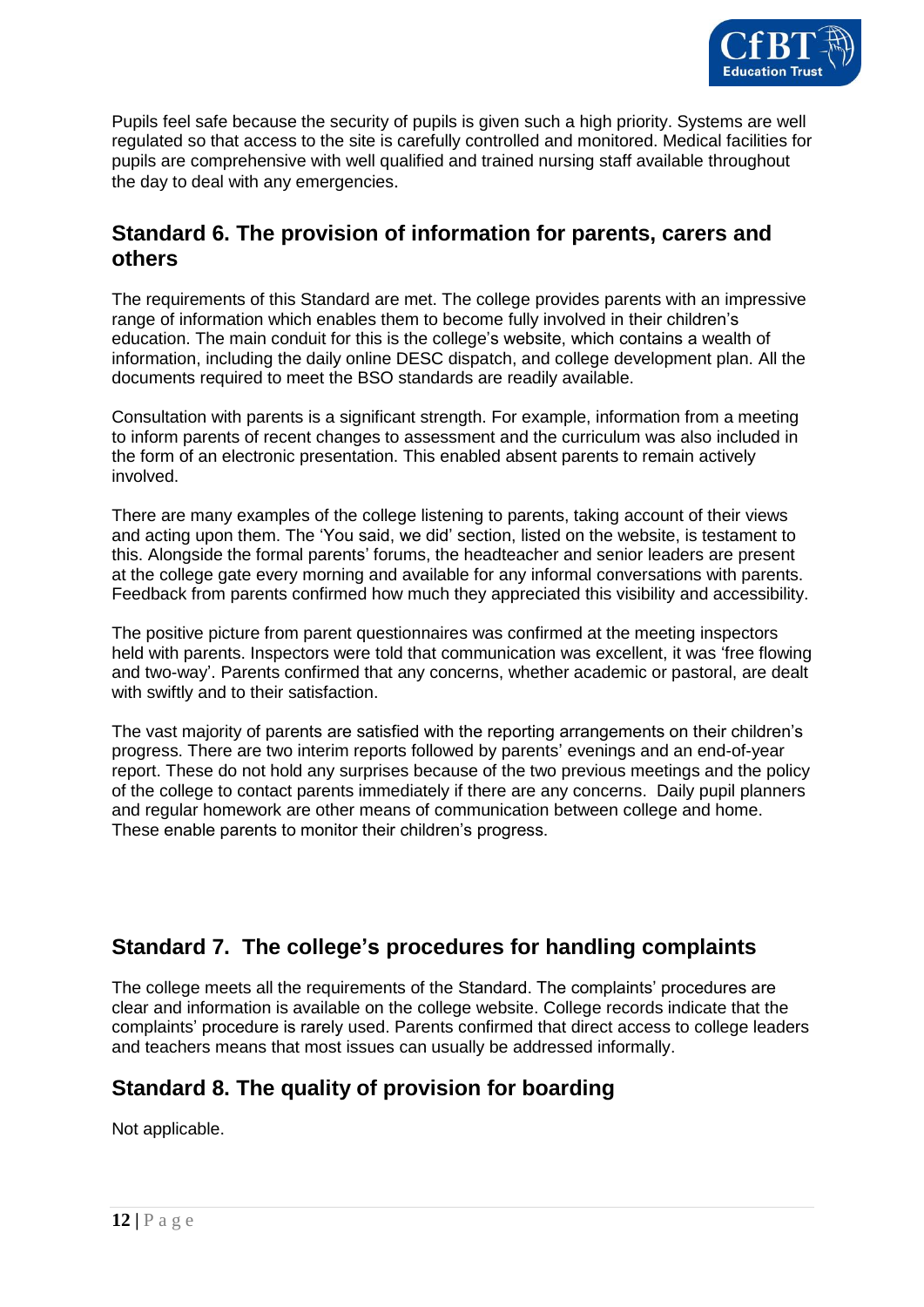Pupils feel safe because the security of pupils is given such a high priority. Systems are well regulated so that access to the site is carefully controlled and monitored. Medical facilities for pupils are comprehensive with well qualified and trained nursing staff available throughout the day to deal with any emergencies.

## Standard 6. The provision of information for parents, carers and others

The requirements of this Standard are met. The college provides parents with an impressive range of information which enables them to become fully involved in their children's education. The main conduit for this is the college's website, which contains a wealth of information, including the daily online DESC dispatch, and college development plan. All the documents required to meet the BSO standards are readily available.

Consultation with parents is a significant strength. For example, information from a meeting to inform parents of recent changes to assessment and the curriculum was also included in the form of an electronic presentation. This enabled absent parents to remain actively involved.

There are many examples of the college listening to parents, taking account of their views and acting upon them. The 'You said, we did' section, listed on the website, is testament to this. Alongside the formal parents' forums, the headteacher and senior leaders are present at the college gate every morning and available for any informal conversations with parents. Feedback from parents confirmed how much they appreciated this visibility and accessibility.

The positive picture from parent questionnaires was confirmed at the meeting inspectors held with parents. Inspectors were told that communication was excellent, it was 'free flowing and two-way'. Parents confirmed that any concerns, whether academic or pastoral, are dealt with swiftly and to their satisfaction.

The vast majority of parents are satisfied with the reporting arrangements on their children's progress. There are two interim reports followed by parents' evenings and an end-of-year report. These do not hold any surprises because of the two previous meetings and the policy of the college to contact parents immediately if there are any concerns. Daily pupil planners and regular homework are other means of communication between college and home. These enable parents to monitor their children's progress.

## Standard 7. The college's procedures for handling complaints

The college meets all the requirements of the Standard. The complaints' procedures are clear and information is available on the college website. College records indicate that the complaints' procedure is rarely used. Parents confirmed that direct access to college leaders and teachers means that most issues can usually be addressed informally.

## Standard 8. The quality of provision for boarding

Not applicable.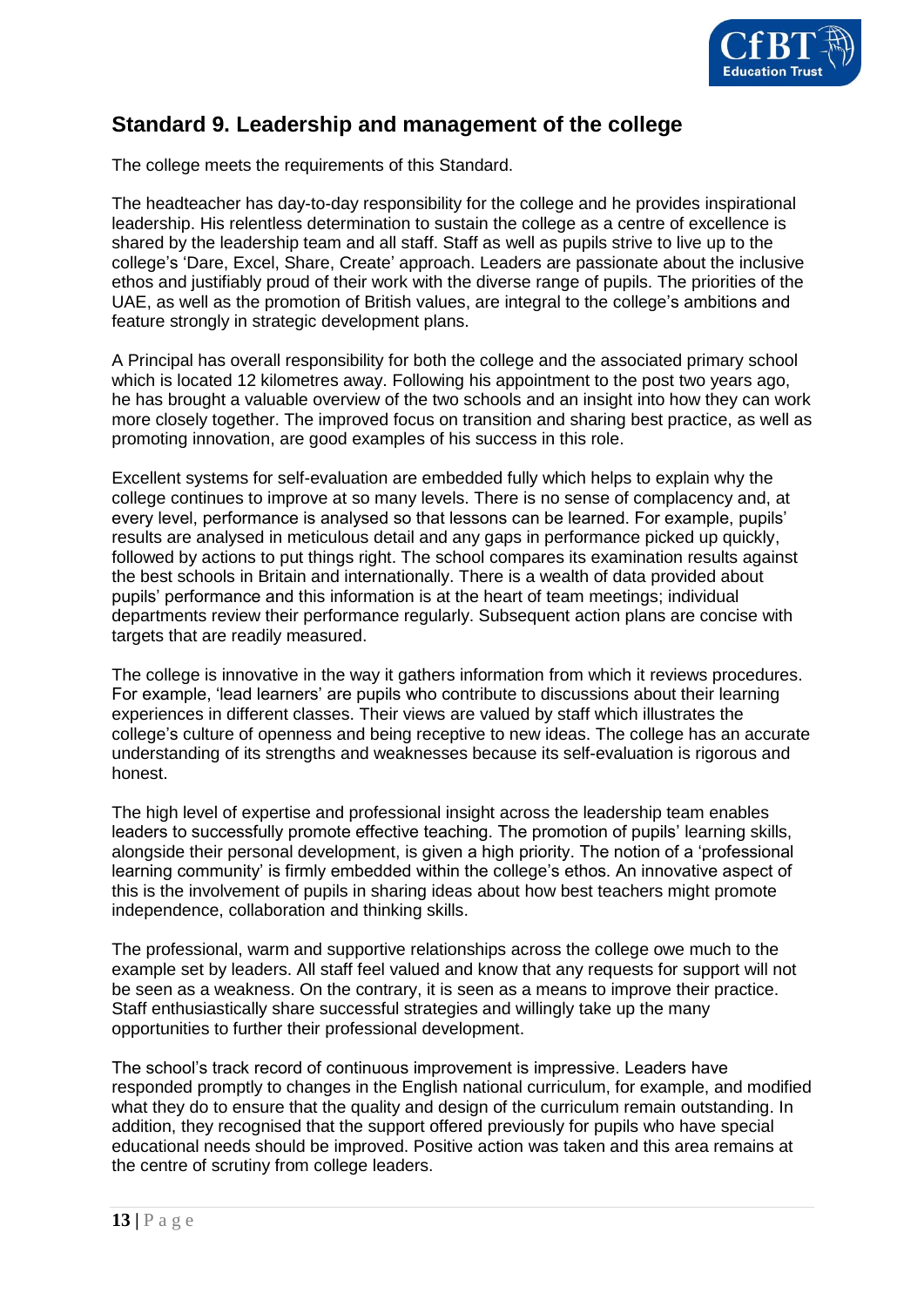## Standard 9. Leadership and management of the college

The college meets the requirements of this Standard.

The headteacher has day-to-day responsibility for the college and he provides inspirational leadership. His relentless determination to sustain the college as a centre of excellence is shared by the leadership team and all staff. Staff as well as pupils strive to live up to the college's 'Dare, Excel, Share, Create' approach. Leaders are passionate about the inclusive ethos and justifiably proud of their work with the diverse range of pupils. The priorities of the UAE, as well as the promotion of British values, are integral to the college's ambitions and feature strongly in strategic development plans.

A Principal has overall responsibility for both the college and the associated primary school which is located 12 kilometres away. Following his appointment to the post two years ago, he has brought a valuable overview of the two schools and an insight into how they can work more closely together. The improved focus on transition and sharing best practice, as well as promoting innovation, are good examples of his success in this role.

Excellent systems for self-evaluation are embedded fully which helps to explain why the college continues to improve at so many levels. There is no sense of complacency and, at every level, performance is analysed so that lessons can be learned. For example, pupils' results are analysed in meticulous detail and any gaps in performance picked up quickly, followed by actions to put things right. The school compares its examination results against the best schools in Britain and internationally. There is a wealth of data provided about pupils' performance and this information is at the heart of team meetings; individual departments review their performance regularly. Subsequent action plans are concise with targets that are readily measured.

The college is innovative in the way it gathers information from which it reviews procedures. For example, 'lead learners' are pupils who contribute to discussions about their learning experiences in different classes. Their views are valued by staff which illustrates the college's culture of openness and being receptive to new ideas. The college has an accurate understanding of its strengths and weaknesses because its self-evaluation is rigorous and honest.

The high level of expertise and professional insight across the leadership team enables leaders to successfully promote effective teaching. The promotion of pupils' learning skills, alongside their personal development, is given a high priority. The notion of a 'professional learning community' is firmly embedded within the college's ethos. An innovative aspect of this is the involvement of pupils in sharing ideas about how best teachers might promote independence, collaboration and thinking skills.

The professional, warm and supportive relationships across the college owe much to the example set by leaders. All staff feel valued and know that any requests for support will not be seen as a weakness. On the contrary, it is seen as a means to improve their practice. Staff enthusiastically share successful strategies and willingly take up the many opportunities to further their professional development.

The school's track record of continuous improvement is impressive. Leaders have responded promptly to changes in the English national curriculum, for example, and modified what they do to ensure that the quality and design of the curriculum remain outstanding. In addition, they recognised that the support offered previously for pupils who have special educational needs should be improved. Positive action was taken and this area remains at the centre of scrutiny from college leaders.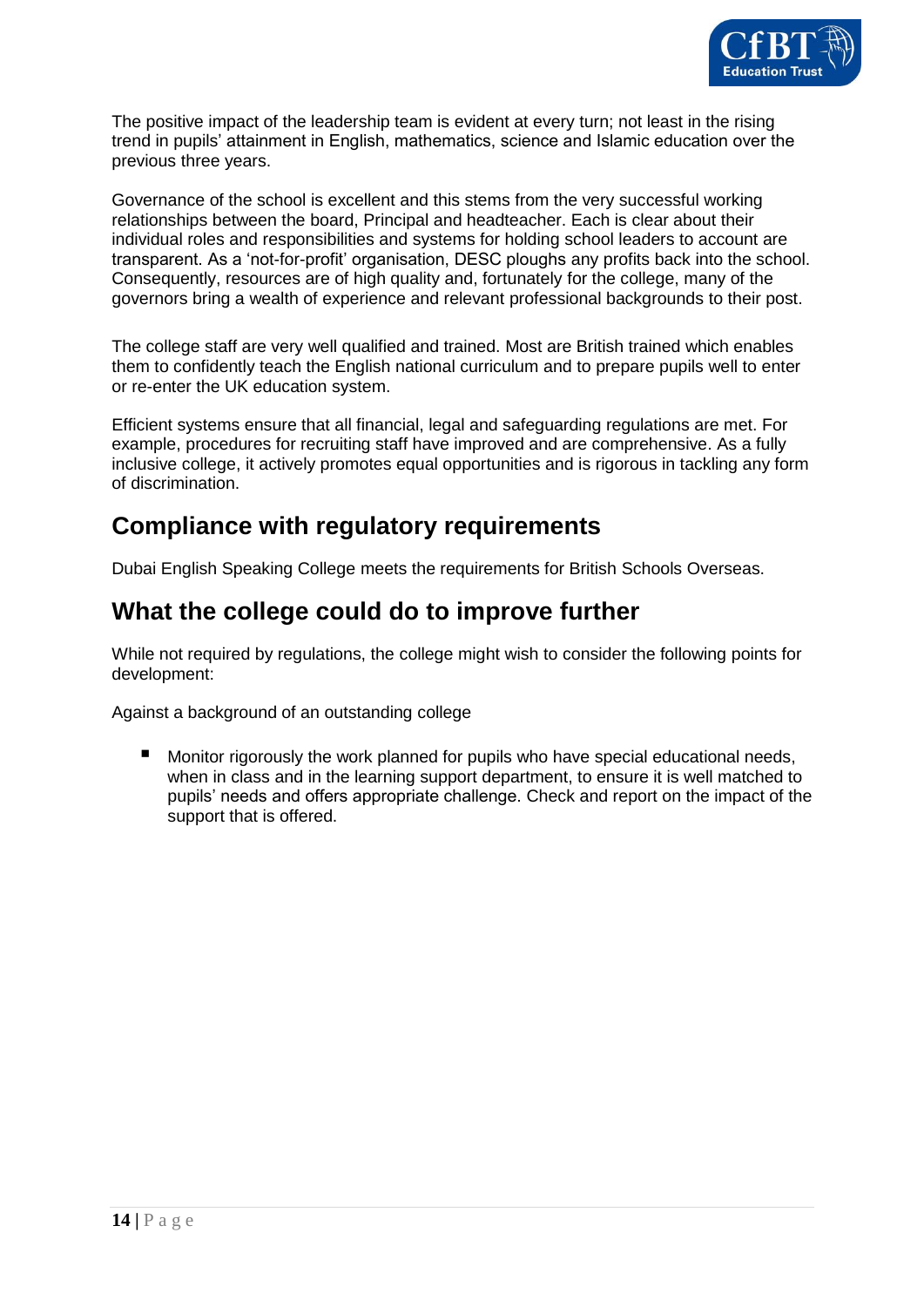The positive impact of the leadership team is evident at every turn; not least in the rising trend in pupils' attainment in English, mathematics, science and Islamic education over the previous three years.

Governance of the school is excellent and this stems from the very successful working relationships between the board, Principal and headteacher. Each is clear about their individual roles and responsibilities and systems for holding school leaders to account are transparent. As a 'not-for-profit' organisation, DESC ploughs any profits back into the school. Consequently, resources are of high quality and, fortunately for the college, many of the governors bring a wealth of experience and relevant professional backgrounds to their post.

The college staff are very well qualified and trained. Most are British trained which enables them to confidently teach the English national curriculum and to prepare pupils well to enter or re-enter the UK education system.

Efficient systems ensure that all financial, legal and safeguarding regulations are met. For example, procedures for recruiting staff have improved and are comprehensive. As a fully inclusive college, it actively promotes equal opportunities and is rigorous in tackling any form of discrimination.

## Compliance with regulatory requirements

Dubai English Speaking College meets the requirements for British Schools Overseas.

## What the college could do to improve further

While not required by regulations, the college might wish to consider the following points for development:

Against a background of an outstanding college

- Monitor rigorously the work planned for pupils who have special educational needs, when in class and in the learning support department, to ensure it is well matched to pupils' needs and offers appropriate challenge. Check and report on the impact of the support that is offered.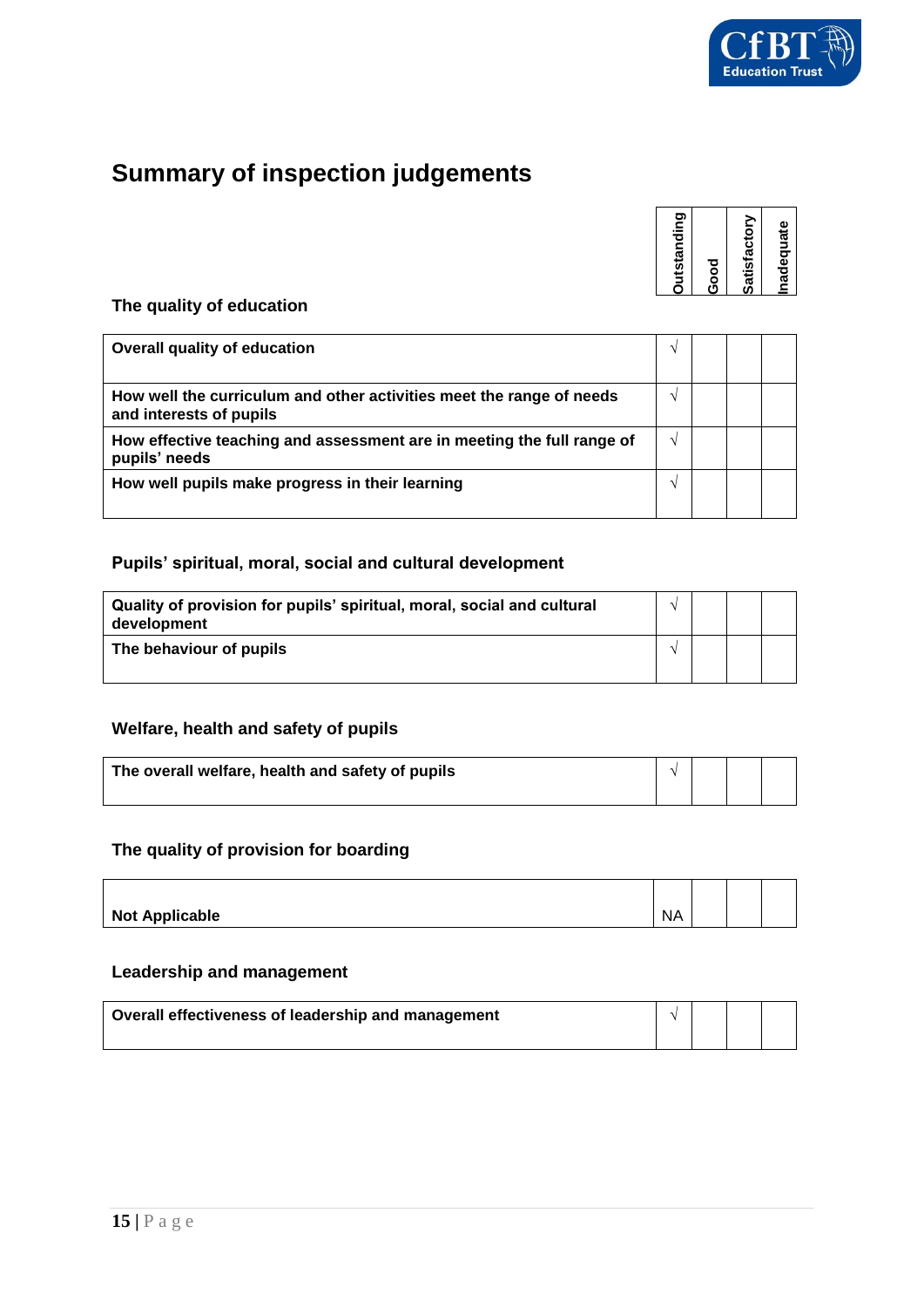## Summary of inspection judgements

### The quality of education

| | Outstanding | Good | Satisfactory | Inadequate |
|---|---|---|---|---|
| **Overall quality of education** | √ | | | |
| **How well the curriculum and other activities meet the range of needs and interests of pupils** | √ | | | |
| **How effective teaching and assessment are in meeting the full range of pupils' needs** | √ | | | |
| **How well pupils make progress in their learning** | √ | | | |

### Pupils' spiritual, moral, social and cultural development

| | Outstanding | Good | Satisfactory | Inadequate |
|---|---|---|---|---|
| **Quality of provision for pupils' spiritual, moral, social and cultural development** | √ | | | |
| **The behaviour of pupils** | √ | | | |

### Welfare, health and safety of pupils

| | Outstanding | Good | Satisfactory | Inadequate |
|---|---|---|---|---|
| **The overall welfare, health and safety of pupils** | √ | | | |

### The quality of provision for boarding

| | Outstanding | Good | Satisfactory | Inadequate |
|---|---|---|---|---|
| **Not Applicable** | NA | | | |

### Leadership and management

| | Outstanding | Good | Satisfactory | Inadequate |
|---|---|---|---|---|
| **Overall effectiveness of leadership and management** | √ | | | |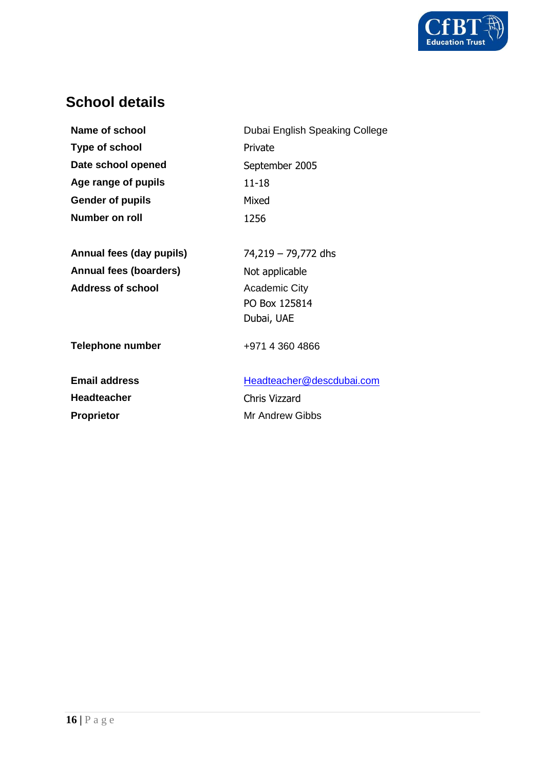## School details

| | |
|---|---|
| **Name of school** | Dubai English Speaking College |
| **Type of school** | Private |
| **Date school opened** | September 2005 |
| **Age range of pupils** | 11-18 |
| **Gender of pupils** | Mixed |
| **Number on roll** | 1256 |
| **Annual fees (day pupils)** | 74,219 – 79,772 dhs |
| **Annual fees (boarders)** | Not applicable |
| **Address of school** | Academic City<br>PO Box 125814<br>Dubai, UAE |
| **Telephone number** | +971 4 360 4866 |
| **Email address** | Headteacher@descdubai.com |
| **Headteacher** | Chris Vizzard |
| **Proprietor** | Mr Andrew Gibbs |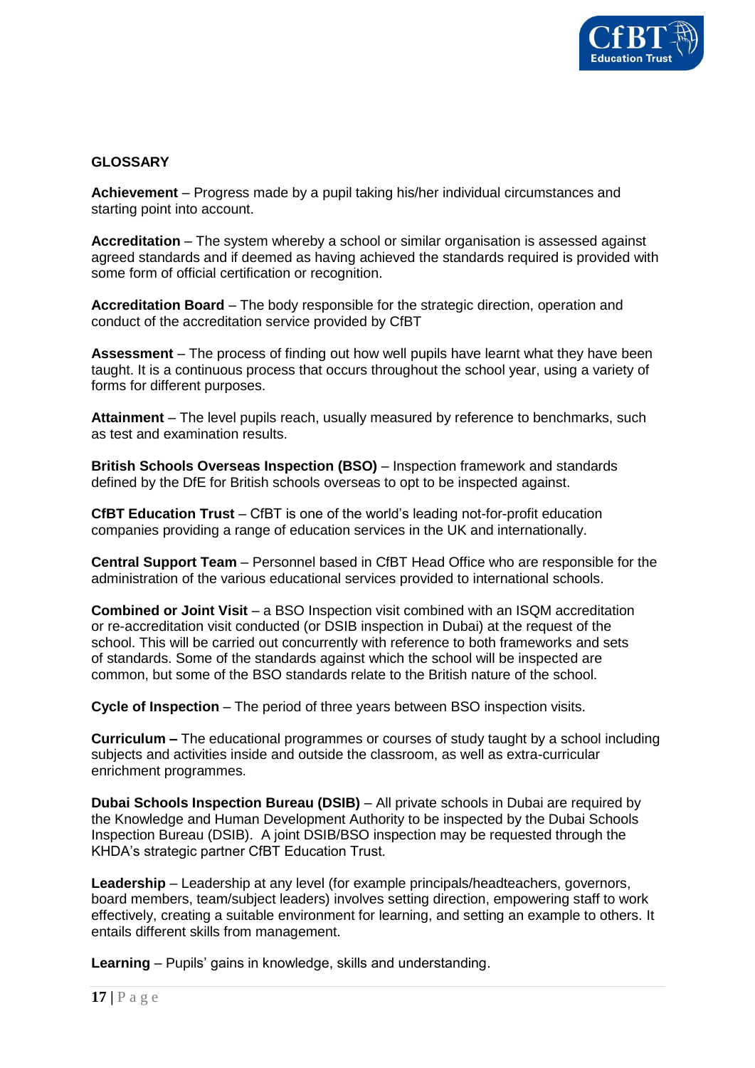## GLOSSARY

**Achievement** – Progress made by a pupil taking his/her individual circumstances and starting point into account.

**Accreditation** – The system whereby a school or similar organisation is assessed against agreed standards and if deemed as having achieved the standards required is provided with some form of official certification or recognition.

**Accreditation Board** – The body responsible for the strategic direction, operation and conduct of the accreditation service provided by CfBT

**Assessment** – The process of finding out how well pupils have learnt what they have been taught. It is a continuous process that occurs throughout the school year, using a variety of forms for different purposes.

**Attainment** – The level pupils reach, usually measured by reference to benchmarks, such as test and examination results.

**British Schools Overseas Inspection (BSO)** – Inspection framework and standards defined by the DfE for British schools overseas to opt to be inspected against.

**CfBT Education Trust** – CfBT is one of the world's leading not-for-profit education companies providing a range of education services in the UK and internationally.

**Central Support Team** – Personnel based in CfBT Head Office who are responsible for the administration of the various educational services provided to international schools.

**Combined or Joint Visit** – a BSO Inspection visit combined with an ISQM accreditation or re-accreditation visit conducted (or DSIB inspection in Dubai) at the request of the school. This will be carried out concurrently with reference to both frameworks and sets of standards. Some of the standards against which the school will be inspected are common, but some of the BSO standards relate to the British nature of the school.

**Cycle of Inspection** – The period of three years between BSO inspection visits.

**Curriculum –** The educational programmes or courses of study taught by a school including subjects and activities inside and outside the classroom, as well as extra-curricular enrichment programmes.

**Dubai Schools Inspection Bureau (DSIB)** – All private schools in Dubai are required by the Knowledge and Human Development Authority to be inspected by the Dubai Schools Inspection Bureau (DSIB). A joint DSIB/BSO inspection may be requested through the KHDA's strategic partner CfBT Education Trust.

**Leadership** – Leadership at any level (for example principals/headteachers, governors, board members, team/subject leaders) involves setting direction, empowering staff to work effectively, creating a suitable environment for learning, and setting an example to others. It entails different skills from management.

**Learning** – Pupils' gains in knowledge, skills and understanding.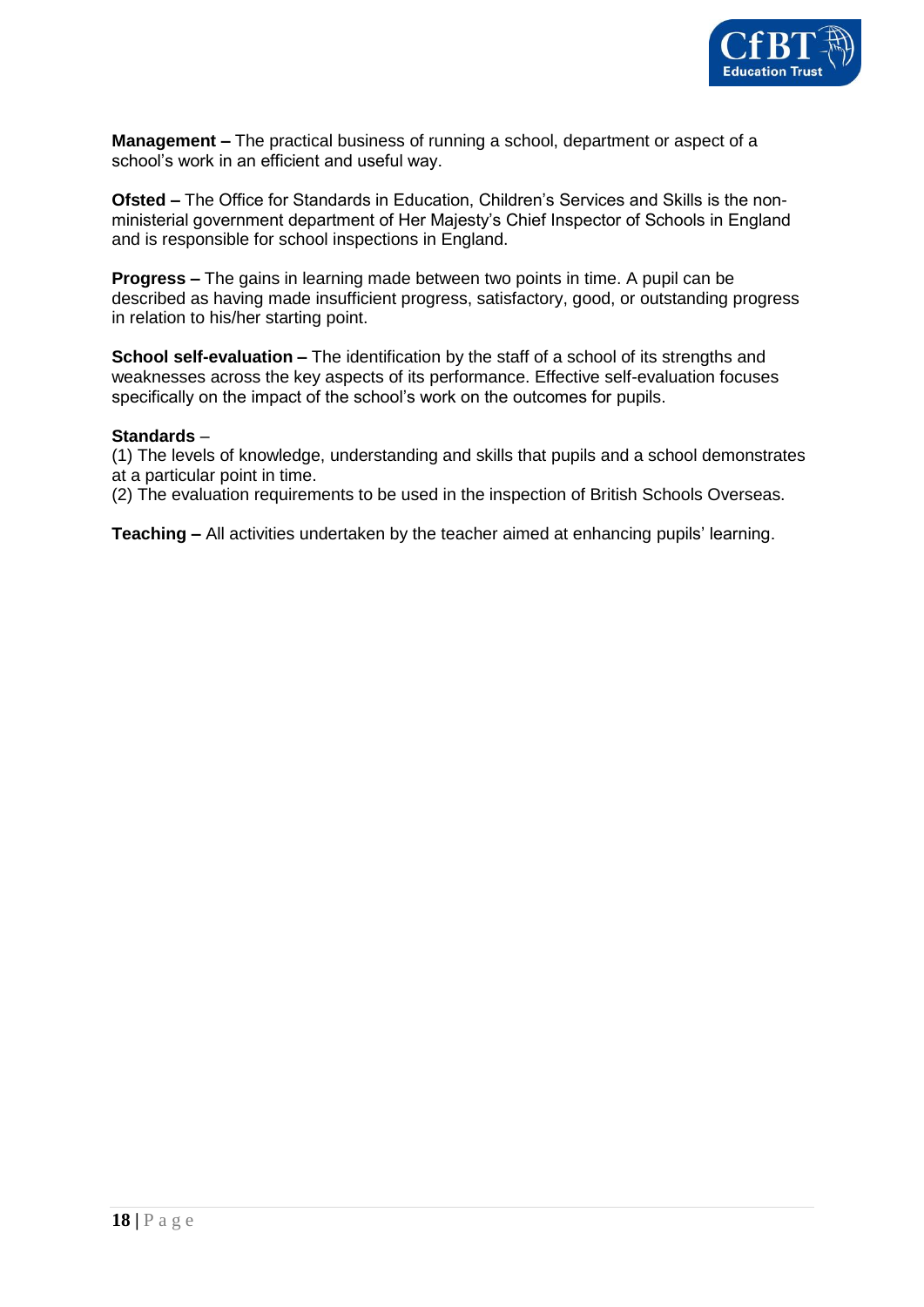**Management –** The practical business of running a school, department or aspect of a school's work in an efficient and useful way.

**Ofsted –** The Office for Standards in Education, Children's Services and Skills is the non-ministerial government department of Her Majesty's Chief Inspector of Schools in England and is responsible for school inspections in England.

**Progress –** The gains in learning made between two points in time. A pupil can be described as having made insufficient progress, satisfactory, good, or outstanding progress in relation to his/her starting point.

**School self-evaluation –** The identification by the staff of a school of its strengths and weaknesses across the key aspects of its performance. Effective self-evaluation focuses specifically on the impact of the school's work on the outcomes for pupils.

**Standards** –
(1) The levels of knowledge, understanding and skills that pupils and a school demonstrates at a particular point in time.
(2) The evaluation requirements to be used in the inspection of British Schools Overseas.

**Teaching –** All activities undertaken by the teacher aimed at enhancing pupils' learning.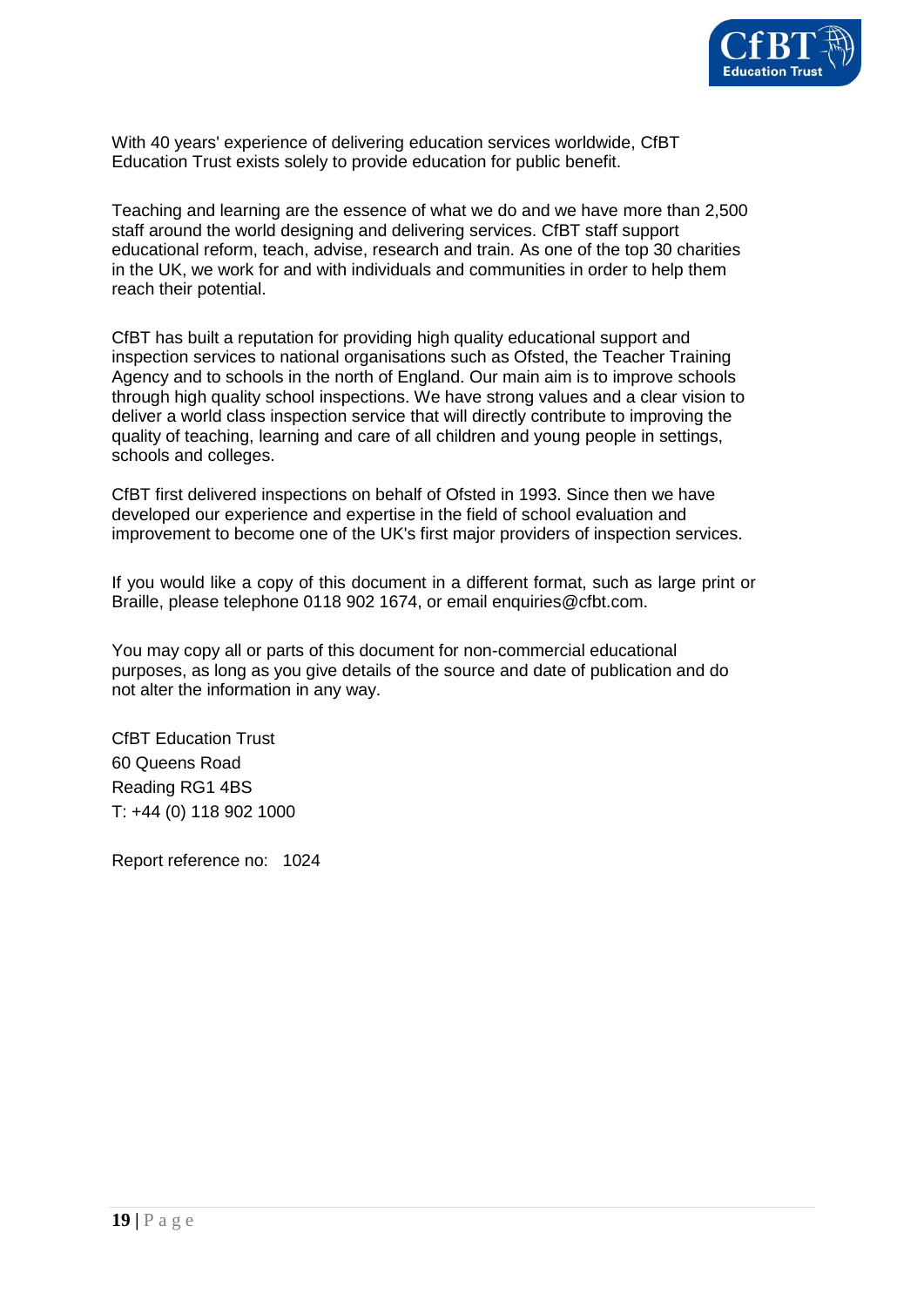With 40 years' experience of delivering education services worldwide, CfBT Education Trust exists solely to provide education for public benefit.

Teaching and learning are the essence of what we do and we have more than 2,500 staff around the world designing and delivering services. CfBT staff support educational reform, teach, advise, research and train. As one of the top 30 charities in the UK, we work for and with individuals and communities in order to help them reach their potential.

CfBT has built a reputation for providing high quality educational support and inspection services to national organisations such as Ofsted, the Teacher Training Agency and to schools in the north of England. Our main aim is to improve schools through high quality school inspections. We have strong values and a clear vision to deliver a world class inspection service that will directly contribute to improving the quality of teaching, learning and care of all children and young people in settings, schools and colleges.

CfBT first delivered inspections on behalf of Ofsted in 1993. Since then we have developed our experience and expertise in the field of school evaluation and improvement to become one of the UK's first major providers of inspection services.

If you would like a copy of this document in a different format, such as large print or Braille, please telephone 0118 902 1674, or email enquiries@cfbt.com.

You may copy all or parts of this document for non-commercial educational purposes, as long as you give details of the source and date of publication and do not alter the information in any way.

CfBT Education Trust
60 Queens Road
Reading RG1 4BS
T: +44 (0) 118 902 1000

Report reference no: 1024